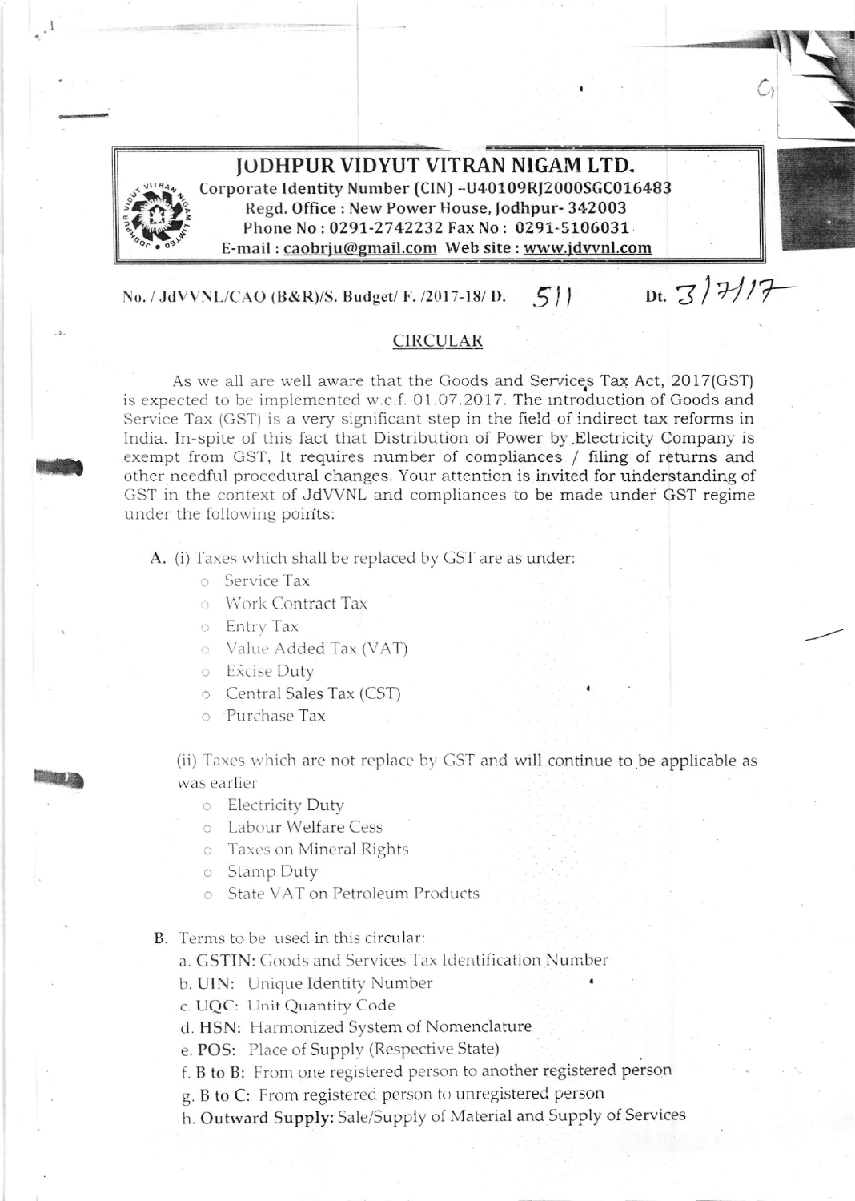# JODHPUR VIDYUT VITRAN NIGAM LTD.

Corporate Identity Number (CIN) -U40109RJ2000SGC016483
Regd. Office : New Power House, Jodhpur- 342003
Phone No : 0291-2742232 Fax No : 0291-5106031
E-mail : caobrju@gmail.com Web site : www.jdvvnl.com

No. / JdVVNL/CAO (B&R)/S. Budget/ F. /2017-18/ D. 511 Dt. 3/7/17

## CIRCULAR

As we all are well aware that the Goods and Services Tax Act, 2017(GST) is expected to be implemented w.e.f. 01.07.2017. The introduction of Goods and Service Tax (GST) is a very significant step in the field of indirect tax reforms in India. In-spite of this fact that Distribution of Power by Electricity Company is exempt from GST, It requires number of compliances / filing of returns and other needful procedural changes. Your attention is invited for understanding of GST in the context of JdVVNL and compliances to be made under GST regime under the following points:

A. (i) Taxes which shall be replaced by GST are as under:

- Service Tax
- Work Contract Tax
- Entry Tax
- Value Added Tax (VAT)
- Excise Duty
- Central Sales Tax (CST)
- Purchase Tax

(ii) Taxes which are not replace by GST and will continue to be applicable as was earlier

- Electricity Duty
- Labour Welfare Cess
- Taxes on Mineral Rights
- Stamp Duty
- State VAT on Petroleum Products

B. Terms to be used in this circular:

a. **GSTIN:** Goods and Services Tax Identification Number
b. **UIN:** Unique Identity Number
c. **UQC:** Unit Quantity Code
d. **HSN:** Harmonized System of Nomenclature
e. **POS:** Place of Supply (Respective State)
f. **B to B:** From one registered person to another registered person
g. **B to C:** From registered person to unregistered person
h. **Outward Supply:** Sale/Supply of Material and Supply of Services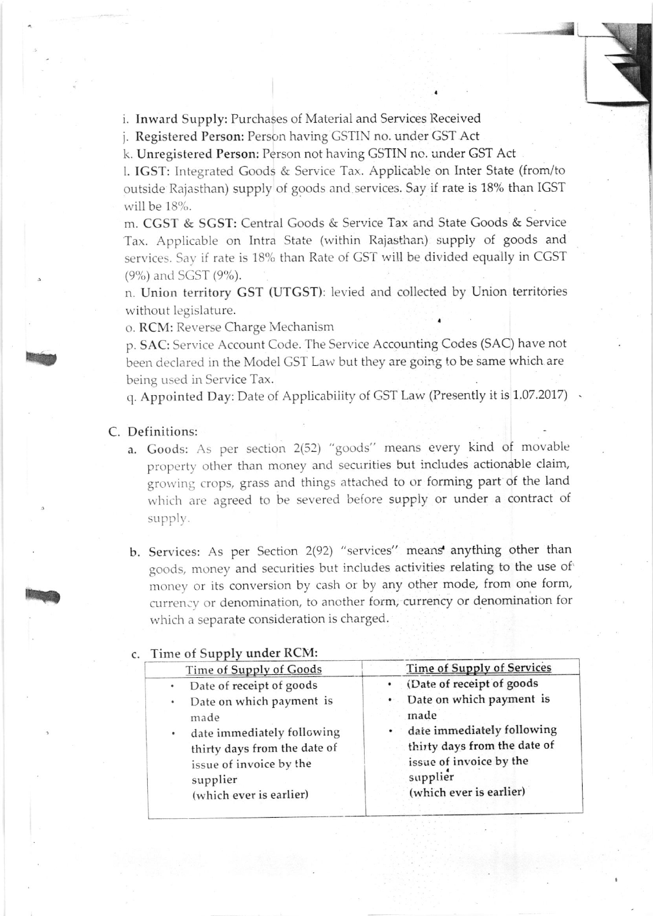i. **Inward Supply:** Purchases of Material and Services Received

j. **Registered Person:** Person having GSTIN no. under GST Act

k. **Unregistered Person:** Person not having GSTIN no. under GST Act

l. **IGST:** Integrated Goods & Service Tax. Applicable on Inter State (from/to outside Rajasthan) supply of goods and services. Say if rate is 18% than IGST will be 18%.

m. **CGST & SGST:** Central Goods & Service Tax and State Goods & Service Tax. Applicable on Intra State (within Rajasthan) supply of goods and services. Say if rate is 18% than Rate of GST will be divided equally in CGST (9%) and SGST (9%).

n. **Union territory GST (UTGST)**: levied and collected by Union territories without legislature.

o. **RCM:** Reverse Charge Mechanism

p. **SAC:** Service Account Code. The Service Accounting Codes (SAC) have not been declared in the Model GST Law but they are going to be same which are being used in Service Tax.

q. **Appointed Day:** Date of Applicability of GST Law (Presently it is 1.07.2017)

C. Definitions:

a. **Goods:** As per section 2(52) "goods" means every kind of movable property other than money and securities but includes actionable claim, growing crops, grass and things attached to or forming part of the land which are agreed to be severed before supply or under a contract of supply.

b. **Services:** As per Section 2(92) "services" means anything other than goods, money and securities but includes activities relating to the use of money or its conversion by cash or by any other mode, from one form, currency or denomination, to another form, currency or denomination for which a separate consideration is charged.

c. **Time of Supply under RCM:**

| Time of Supply of Goods | Time of Supply of Services |
|---|---|
| • Date of receipt of goods<br>• Date on which payment is made<br>• date immediately following thirty days from the date of issue of invoice by the supplier<br>(which ever is earlier) | • (Date of receipt of goods<br>• Date on which payment is made<br>• date immediately following thirty days from the date of issue of invoice by the supplier<br>(which ever is earlier) |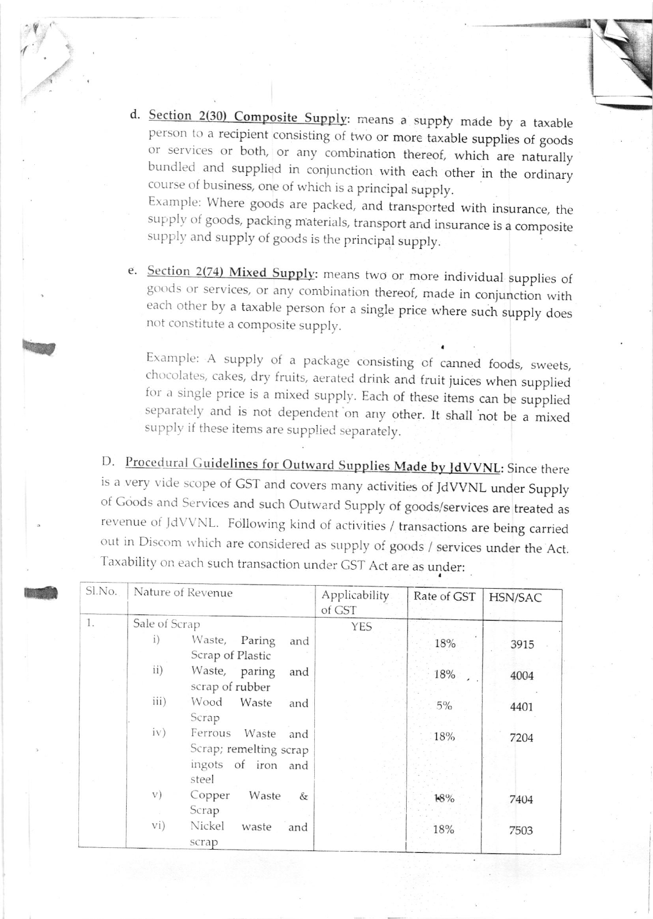d. **Section 2(30) Composite Supply**: means a supply made by a taxable person to a recipient consisting of two or more taxable supplies of goods or services or both, or any combination thereof, which are naturally bundled and supplied in conjunction with each other in the ordinary course of business, one of which is a principal supply.
Example: Where goods are packed, and transported with insurance, the supply of goods, packing materials, transport and insurance is a composite supply and supply of goods is the principal supply.

e. **Section 2(74) Mixed Supply**: means two or more individual supplies of goods or services, or any combination thereof, made in conjunction with each other by a taxable person for a single price where such supply does not constitute a composite supply.

Example: A supply of a package consisting of canned foods, sweets, chocolates, cakes, dry fruits, aerated drink and fruit juices when supplied for a single price is a mixed supply. Each of these items can be supplied separately and is not dependent on any other. It shall not be a mixed supply if these items are supplied separately.

D. **Procedural Guidelines for Outward Supplies Made by JdVVNL**: Since there is a very vide scope of GST and covers many activities of JdVVNL under Supply of Goods and Services and such Outward Supply of goods/services are treated as revenue of JdVVNL. Following kind of activities / transactions are being carried out in Discom which are considered as supply of goods / services under the Act. Taxability on each such transaction under GST Act are as under:

| Sl.No. | Nature of Revenue | Applicability of GST | Rate of GST | HSN/SAC |
|---|---|---|---|---|
| 1. | Sale of Scrap | YES | | |
| | i) Waste, Paring and Scrap of Plastic | | 18% | 3915 |
| | ii) Waste, paring and scrap of rubber | | 18% | 4004 |
| | iii) Wood Waste and Scrap | | 5% | 4401 |
| | iv) Ferrous Waste and Scrap; remelting scrap ingots of iron and steel | | 18% | 7204 |
| | v) Copper Waste & Scrap | | 18% | 7404 |
| | vi) Nickel waste and scrap | | 18% | 7503 |